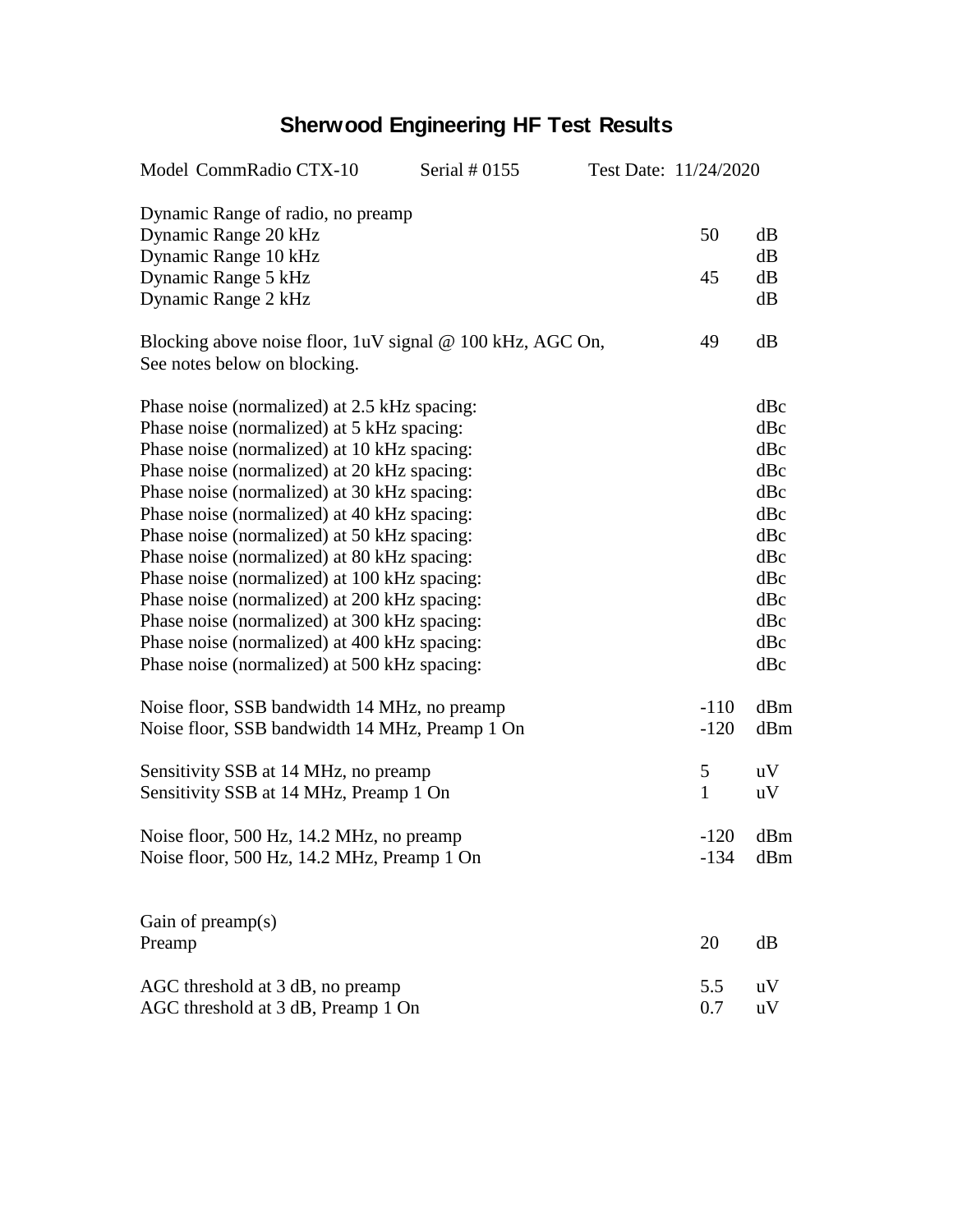# Sherwood Engineering HF Test Results

Model CommRadio CTX-10 Serial # 0155 Test Date: 11/24/2020

| | | |
|---|---|---|
| Dynamic Range of radio, no preamp | | |
| Dynamic Range 20 kHz | 50 | dB |
| Dynamic Range 10 kHz | | dB |
| Dynamic Range 5 kHz | 45 | dB |
| Dynamic Range 2 kHz | | dB |
| | | |
| Blocking above noise floor, 1uV signal @ 100 kHz, AGC On, See notes below on blocking. | 49 | dB |
| | | |
| Phase noise (normalized) at 2.5 kHz spacing: | | dBc |
| Phase noise (normalized) at 5 kHz spacing: | | dBc |
| Phase noise (normalized) at 10 kHz spacing: | | dBc |
| Phase noise (normalized) at 20 kHz spacing: | | dBc |
| Phase noise (normalized) at 30 kHz spacing: | | dBc |
| Phase noise (normalized) at 40 kHz spacing: | | dBc |
| Phase noise (normalized) at 50 kHz spacing: | | dBc |
| Phase noise (normalized) at 80 kHz spacing: | | dBc |
| Phase noise (normalized) at 100 kHz spacing: | | dBc |
| Phase noise (normalized) at 200 kHz spacing: | | dBc |
| Phase noise (normalized) at 300 kHz spacing: | | dBc |
| Phase noise (normalized) at 400 kHz spacing: | | dBc |
| Phase noise (normalized) at 500 kHz spacing: | | dBc |
| | | |
| Noise floor, SSB bandwidth 14 MHz, no preamp | -110 | dBm |
| Noise floor, SSB bandwidth 14 MHz, Preamp 1 On | -120 | dBm |
| | | |
| Sensitivity SSB at 14 MHz, no preamp | 5 | uV |
| Sensitivity SSB at 14 MHz, Preamp 1 On | 1 | uV |
| | | |
| Noise floor, 500 Hz, 14.2 MHz, no preamp | -120 | dBm |
| Noise floor, 500 Hz, 14.2 MHz, Preamp 1 On | -134 | dBm |
| | | |
| Gain of preamp(s) | | |
| Preamp | 20 | dB |
| | | |
| AGC threshold at 3 dB, no preamp | 5.5 | uV |
| AGC threshold at 3 dB, Preamp 1 On | 0.7 | uV |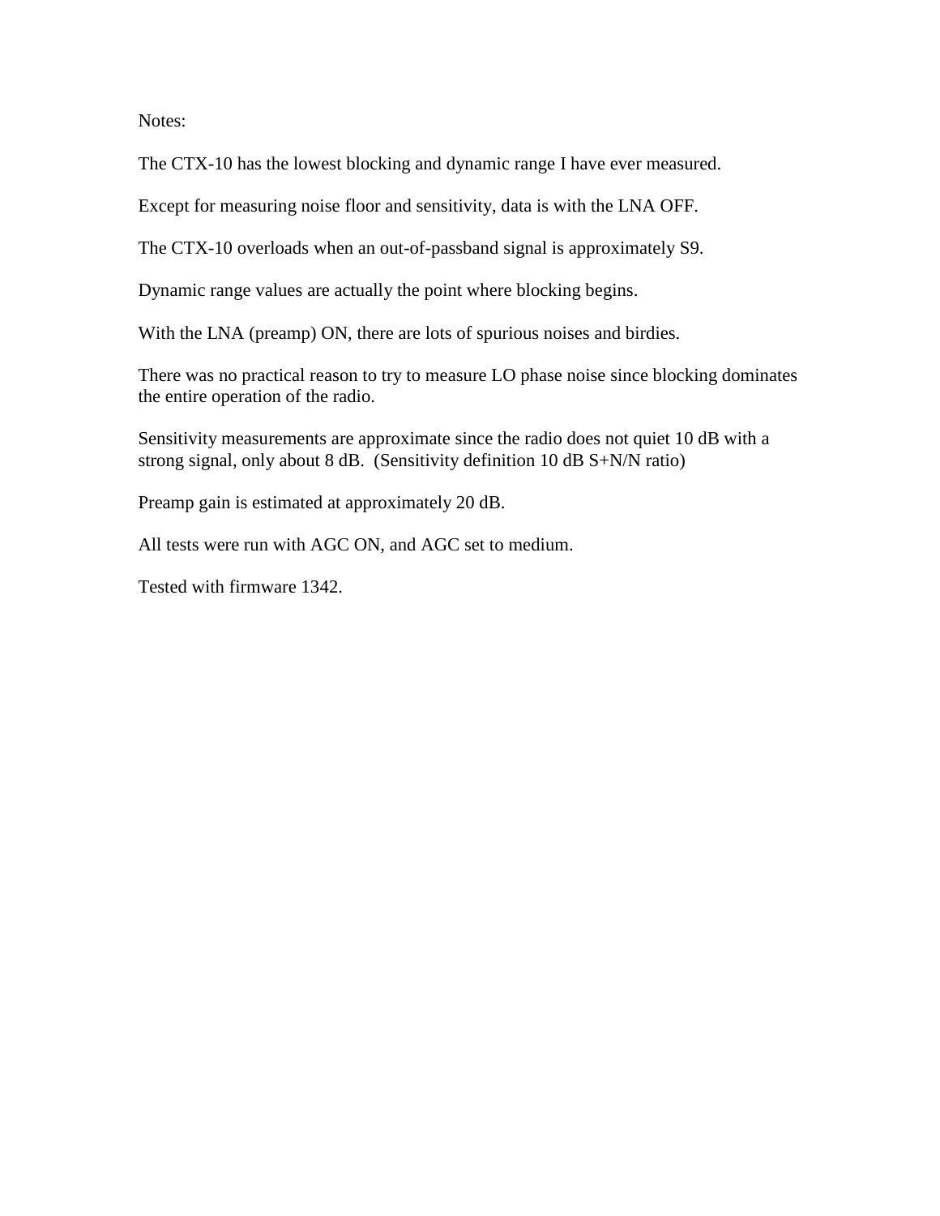Notes:

The CTX-10 has the lowest blocking and dynamic range I have ever measured.

Except for measuring noise floor and sensitivity, data is with the LNA OFF.

The CTX-10 overloads when an out-of-passband signal is approximately S9.

Dynamic range values are actually the point where blocking begins.

With the LNA (preamp) ON, there are lots of spurious noises and birdies.

There was no practical reason to try to measure LO phase noise since blocking dominates the entire operation of the radio.

Sensitivity measurements are approximate since the radio does not quiet 10 dB with a strong signal, only about 8 dB. (Sensitivity definition 10 dB S+N/N ratio)

Preamp gain is estimated at approximately 20 dB.

All tests were run with AGC ON, and AGC set to medium.

Tested with firmware 1342.